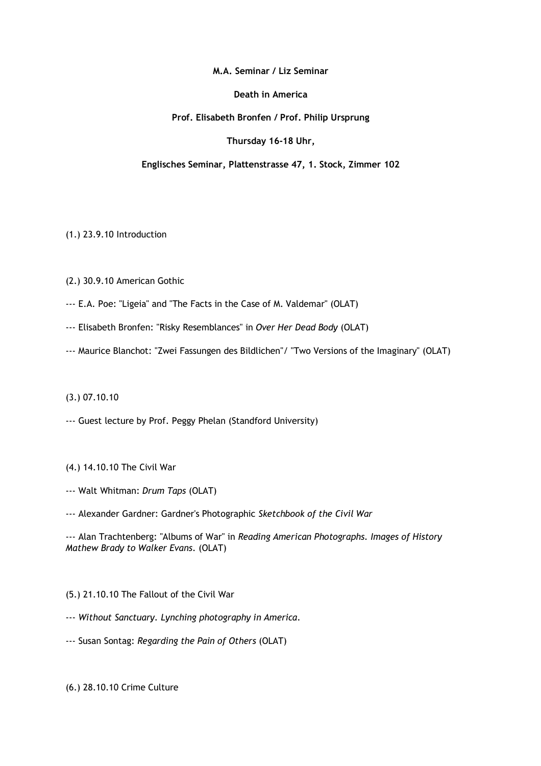**M.A. Seminar / Liz Seminar**

**Death in America**

**Prof. Elisabeth Bronfen / Prof. Philip Ursprung**

**Thursday 16-18 Uhr,**

**Englisches Seminar, Plattenstrasse 47, 1. Stock, Zimmer 102**

(1.) 23.9.10 Introduction

(2.) 30.9.10 American Gothic

--- E.A. Poe: "Ligeia" and "The Facts in the Case of M. Valdemar" (OLAT)

--- Elisabeth Bronfen: "Risky Resemblances" in *Over Her Dead Body* (OLAT)

--- Maurice Blanchot: "Zwei Fassungen des Bildlichen"/ "Two Versions of the Imaginary" (OLAT)

(3.) 07.10.10

--- Guest lecture by Prof. Peggy Phelan (Standford University)

(4.) 14.10.10 The Civil War

--- Walt Whitman: *Drum Taps* (OLAT)

--- Alexander Gardner: Gardner's Photographic *Sketchbook of the Civil War*

--- Alan Trachtenberg: "Albums of War" in *Reading American Photographs. Images of History Mathew Brady to Walker Evans.* (OLAT)

(5.) 21.10.10 The Fallout of the Civil War

--- *Without Sanctuary. Lynching photography in America.*

--- Susan Sontag: *Regarding the Pain of Others* (OLAT)

(6.) 28.10.10 Crime Culture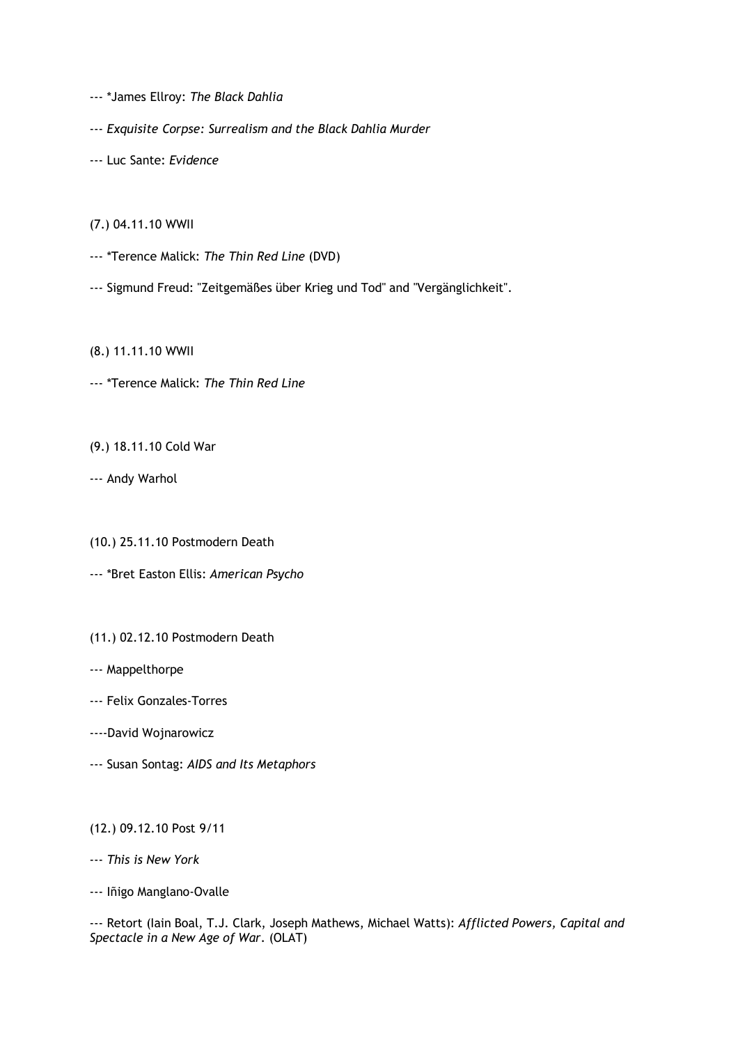--- *James Ellroy: *The Black Dahlia*

--- *Exquisite Corpse: Surrealism and the Black Dahlia Murder*

--- Luc Sante: *Evidence*

(7.) 04.11.10 WWII

--- *Terence Malick: *The Thin Red Line* (DVD)

--- Sigmund Freud: "Zeitgemäßes über Krieg und Tod" and "Vergänglichkeit".

(8.) 11.11.10 WWII

--- *Terence Malick: *The Thin Red Line*

(9.) 18.11.10 Cold War

--- Andy Warhol

(10.) 25.11.10 Postmodern Death

--- *Bret Easton Ellis: *American Psycho*

(11.) 02.12.10 Postmodern Death

--- Mappelthorpe

--- Felix Gonzales-Torres

----David Wojnarowicz

--- Susan Sontag: *AIDS and Its Metaphors*

(12.) 09.12.10 Post 9/11

--- *This is New York*

--- Iñigo Manglano-Ovalle

--- Retort (Iain Boal, T.J. Clark, Joseph Mathews, Michael Watts): *Afflicted Powers, Capital and Spectacle in a New Age of War*. (OLAT)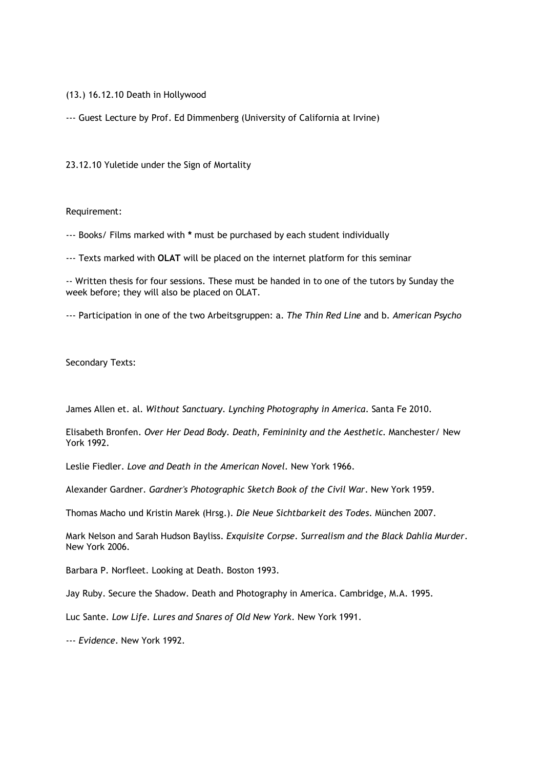(13.) 16.12.10 Death in Hollywood

--- Guest Lecture by Prof. Ed Dimmenberg (University of California at Irvine)

23.12.10 Yuletide under the Sign of Mortality

Requirement:

--- Books/ Films marked with **\*** must be purchased by each student individually

--- Texts marked with **OLAT** will be placed on the internet platform for this seminar

-- Written thesis for four sessions. These must be handed in to one of the tutors by Sunday the week before; they will also be placed on OLAT.

--- Participation in one of the two Arbeitsgruppen: a. *The Thin Red Line* and b. *American Psycho*

Secondary Texts:

James Allen et. al. *Without Sanctuary. Lynching Photography in America*. Santa Fe 2010.

Elisabeth Bronfen. *Over Her Dead Body. Death, Femininity and the Aesthetic*. Manchester/ New York 1992.

Leslie Fiedler. *Love and Death in the American Novel*. New York 1966.

Alexander Gardner. *Gardner's Photographic Sketch Book of the Civil War*. New York 1959.

Thomas Macho und Kristin Marek (Hrsg.). *Die Neue Sichtbarkeit des Todes*. München 2007.

Mark Nelson and Sarah Hudson Bayliss. *Exquisite Corpse. Surrealism and the Black Dahlia Murder*. New York 2006.

Barbara P. Norfleet. Looking at Death. Boston 1993.

Jay Ruby. Secure the Shadow. Death and Photography in America. Cambridge, M.A. 1995.

Luc Sante. *Low Life. Lures and Snares of Old New York*. New York 1991.

--- *Evidence*. New York 1992.